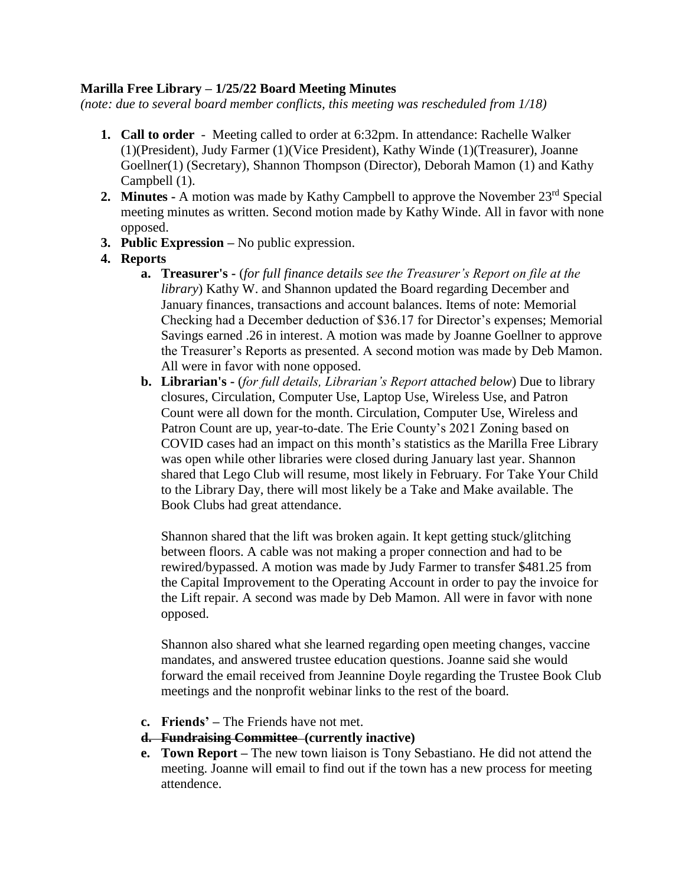**Marilla Free Library – 1/25/22 Board Meeting Minutes**

*(note: due to several board member conflicts, this meeting was rescheduled from 1/18)*

1. **Call to order** - Meeting called to order at 6:32pm. In attendance: Rachelle Walker (1)(President), Judy Farmer (1)(Vice President), Kathy Winde (1)(Treasurer), Joanne Goellner(1) (Secretary), Shannon Thompson (Director), Deborah Mamon (1) and Kathy Campbell (1).
2. **Minutes -** A motion was made by Kathy Campbell to approve the November 23rd Special meeting minutes as written. Second motion made by Kathy Winde. All in favor with none opposed.
3. **Public Expression –** No public expression.
4. **Reports**
   a. **Treasurer's -** (*for full finance details see the Treasurer's Report on file at the library*) Kathy W. and Shannon updated the Board regarding December and January finances, transactions and account balances. Items of note: Memorial Checking had a December deduction of $36.17 for Director's expenses; Memorial Savings earned .26 in interest. A motion was made by Joanne Goellner to approve the Treasurer's Reports as presented. A second motion was made by Deb Mamon. All were in favor with none opposed.

   b. **Librarian's -** (*for full details, Librarian's Report attached below*) Due to library closures, Circulation, Computer Use, Laptop Use, Wireless Use, and Patron Count were all down for the month. Circulation, Computer Use, Wireless and Patron Count are up, year-to-date. The Erie County's 2021 Zoning based on COVID cases had an impact on this month's statistics as the Marilla Free Library was open while other libraries were closed during January last year. Shannon shared that Lego Club will resume, most likely in February. For Take Your Child to the Library Day, there will most likely be a Take and Make available. The Book Clubs had great attendance.

      Shannon shared that the lift was broken again. It kept getting stuck/glitching between floors. A cable was not making a proper connection and had to be rewired/bypassed. A motion was made by Judy Farmer to transfer $481.25 from the Capital Improvement to the Operating Account in order to pay the invoice for the Lift repair. A second was made by Deb Mamon. All were in favor with none opposed.

      Shannon also shared what she learned regarding open meeting changes, vaccine mandates, and answered trustee education questions. Joanne said she would forward the email received from Jeannine Doyle regarding the Trustee Book Club meetings and the nonprofit webinar links to the rest of the board.

   c. **Friends' –** The Friends have not met.

   d. ~~**Fundraising Committee**~~ **(currently inactive)**

   e. **Town Report –** The new town liaison is Tony Sebastiano. He did not attend the meeting. Joanne will email to find out if the town has a new process for meeting attendence.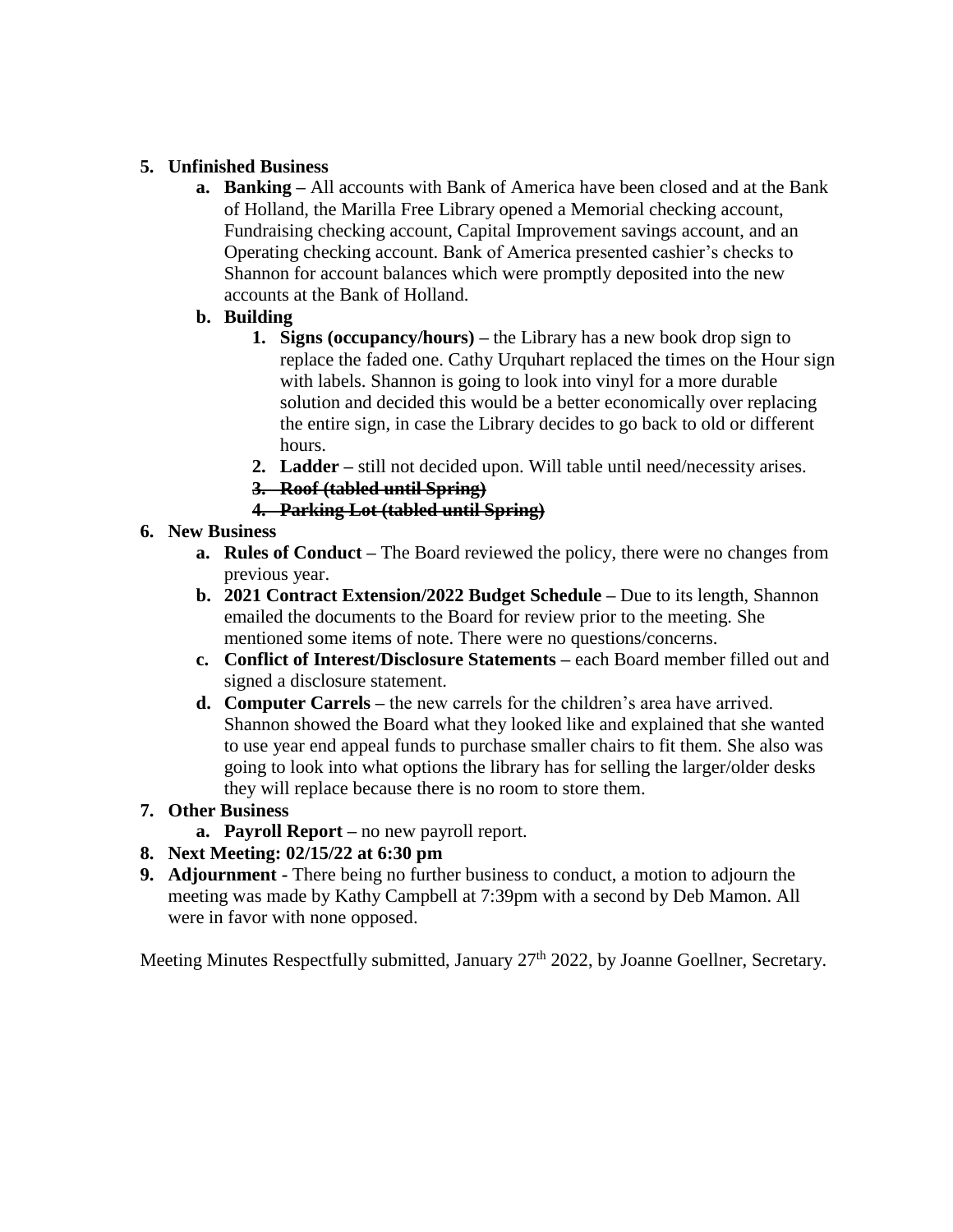5. **Unfinished Business**
   a. **Banking –** All accounts with Bank of America have been closed and at the Bank of Holland, the Marilla Free Library opened a Memorial checking account, Fundraising checking account, Capital Improvement savings account, and an Operating checking account. Bank of America presented cashier's checks to Shannon for account balances which were promptly deposited into the new accounts at the Bank of Holland.
   b. **Building**
      1. **Signs (occupancy/hours) –** the Library has a new book drop sign to replace the faded one. Cathy Urquhart replaced the times on the Hour sign with labels. Shannon is going to look into vinyl for a more durable solution and decided this would be a better economically over replacing the entire sign, in case the Library decides to go back to old or different hours.
      2. **Ladder –** still not decided upon. Will table until need/necessity arises.
      3. ~~**Roof (tabled until Spring)**~~
      4. ~~**Parking Lot (tabled until Spring)**~~
6. **New Business**
   a. **Rules of Conduct –** The Board reviewed the policy, there were no changes from previous year.
   b. **2021 Contract Extension/2022 Budget Schedule –** Due to its length, Shannon emailed the documents to the Board for review prior to the meeting. She mentioned some items of note. There were no questions/concerns.
   c. **Conflict of Interest/Disclosure Statements –** each Board member filled out and signed a disclosure statement.
   d. **Computer Carrels –** the new carrels for the children's area have arrived. Shannon showed the Board what they looked like and explained that she wanted to use year end appeal funds to purchase smaller chairs to fit them. She also was going to look into what options the library has for selling the larger/older desks they will replace because there is no room to store them.
7. **Other Business**
   a. **Payroll Report –** no new payroll report.
8. **Next Meeting: 02/15/22 at 6:30 pm**
9. **Adjournment -** There being no further business to conduct, a motion to adjourn the meeting was made by Kathy Campbell at 7:39pm with a second by Deb Mamon. All were in favor with none opposed.

Meeting Minutes Respectfully submitted, January 27th 2022, by Joanne Goellner, Secretary.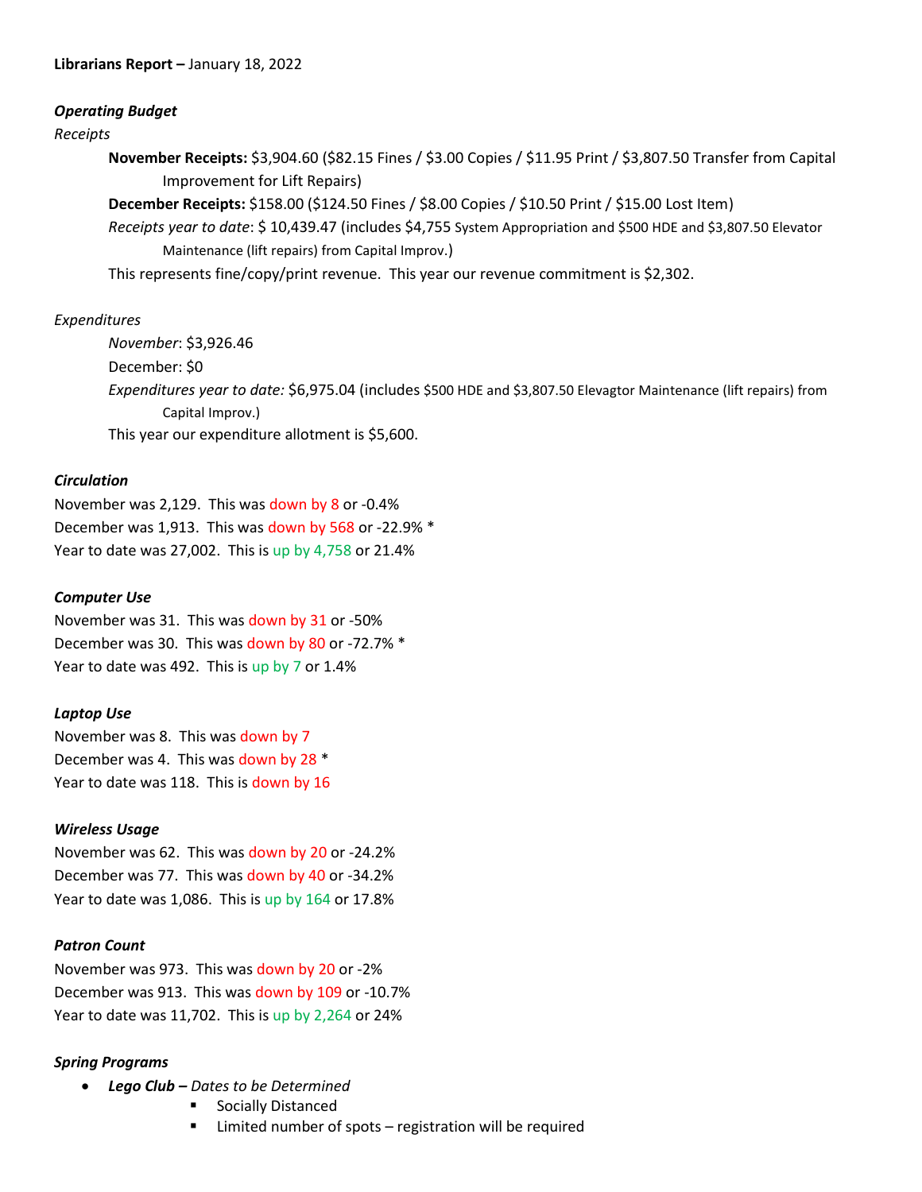**Librarians Report –** January 18, 2022

***Operating Budget***

*Receipts*

**November Receipts:** $3,904.60 ($82.15 Fines / $3.00 Copies / $11.95 Print / $3,807.50 Transfer from Capital Improvement for Lift Repairs)

**December Receipts:** $158.00 ($124.50 Fines / $8.00 Copies / $10.50 Print / $15.00 Lost Item)

*Receipts year to date*: $ 10,439.47 (includes $4,755 System Appropriation and $500 HDE and $3,807.50 Elevator Maintenance (lift repairs) from Capital Improv.)

This represents fine/copy/print revenue. This year our revenue commitment is $2,302.

*Expenditures*

*November*: $3,926.46

December: $0

*Expenditures year to date:* $6,975.04 (includes $500 HDE and $3,807.50 Elevagtor Maintenance (lift repairs) from Capital Improv.)

This year our expenditure allotment is $5,600.

***Circulation***

November was 2,129. This was down by 8 or -0.4%
December was 1,913. This was down by 568 or -22.9% *
Year to date was 27,002. This is up by 4,758 or 21.4%

***Computer Use***

November was 31. This was down by 31 or -50%
December was 30. This was down by 80 or -72.7% *
Year to date was 492. This is up by 7 or 1.4%

***Laptop Use***

November was 8. This was down by 7
December was 4. This was down by 28 *
Year to date was 118. This is down by 16

***Wireless Usage***

November was 62. This was down by 20 or -24.2%
December was 77. This was down by 40 or -34.2%
Year to date was 1,086. This is up by 164 or 17.8%

***Patron Count***

November was 973. This was down by 20 or -2%
December was 913. This was down by 109 or -10.7%
Year to date was 11,702. This is up by 2,264 or 24%

***Spring Programs***

- ***Lego Club –*** *Dates to be Determined*
    - Socially Distanced
    - Limited number of spots – registration will be required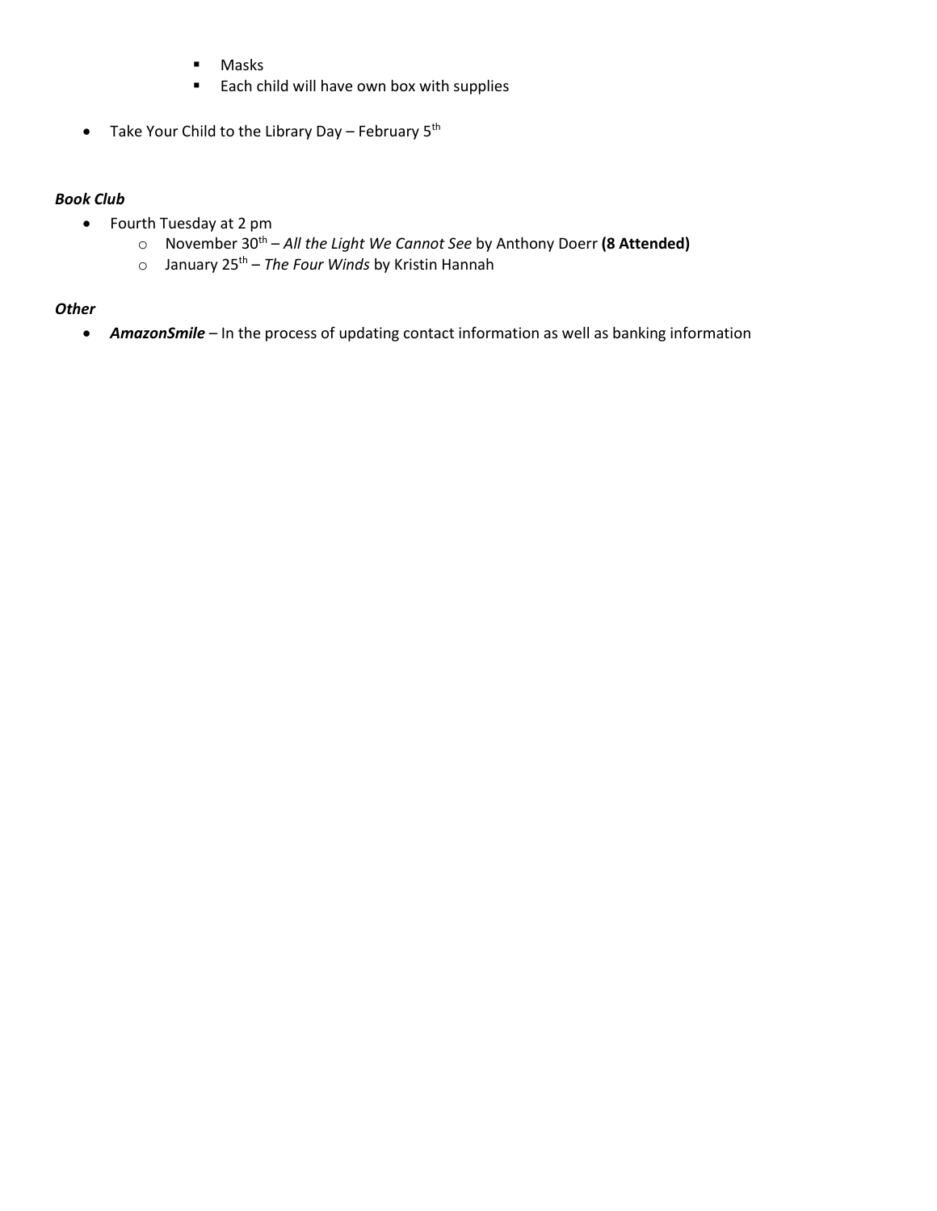- Masks
        - Each child will have own box with supplies

- Take Your Child to the Library Day – February 5th

***Book Club***

- Fourth Tuesday at 2 pm
    - November 30th – *All the Light We Cannot See* by Anthony Doerr **(8 Attended)**
    - January 25th – *The Four Winds* by Kristin Hannah

***Other***

- ***AmazonSmile*** – In the process of updating contact information as well as banking information